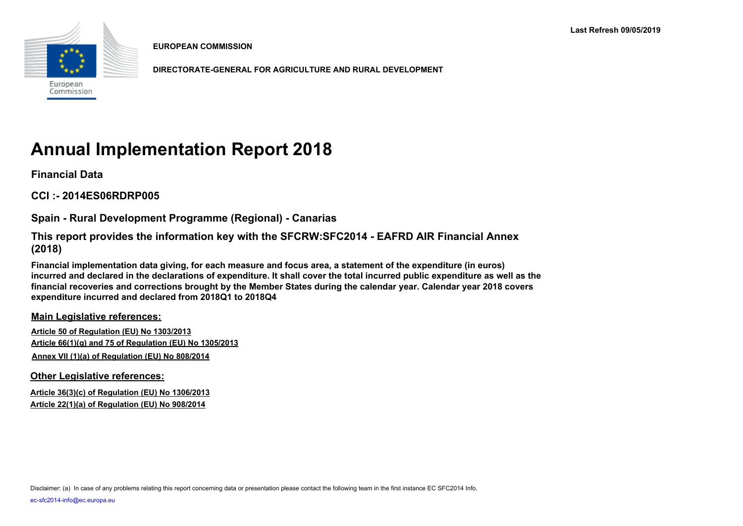Last Refresh 09/05/2019

**EUROPEAN COMMISSION**

**DIRECTORATE-GENERAL FOR AGRICULTURE AND RURAL DEVELOPMENT**

# Annual Implementation Report 2018

## Financial Data

## CCI :- 2014ES06RDRP005

## Spain - Rural Development Programme (Regional) - Canarias

## This report provides the information key with the SFCRW:SFC2014 - EAFRD AIR Financial Annex (2018)

**Financial implementation data giving, for each measure and focus area, a statement of the expenditure (in euros) incurred and declared in the declarations of expenditure. It shall cover the total incurred public expenditure as well as the financial recoveries and corrections brought by the Member States during the calendar year. Calendar year 2018 covers expenditure incurred and declared from 2018Q1 to 2018Q4**

### Main Legislative references:

**Article 50 of Regulation (EU) No 1303/2013**
**Article 66(1)(g) and 75 of Regulation (EU) No 1305/2013**
**Annex VII (1)(a) of Regulation (EU) No 808/2014**

### Other Legislative references:

**Article 36(3)(c) of Regulation (EU) No 1306/2013**
**Article 22(1)(a) of Regulation (EU) No 908/2014**

Disclaimer: (a) In case of any problems relating this report concerning data or presentation please contact the following team in the first instance EC SFC2014 Info.

ec-sfc2014-info@ec.europa.eu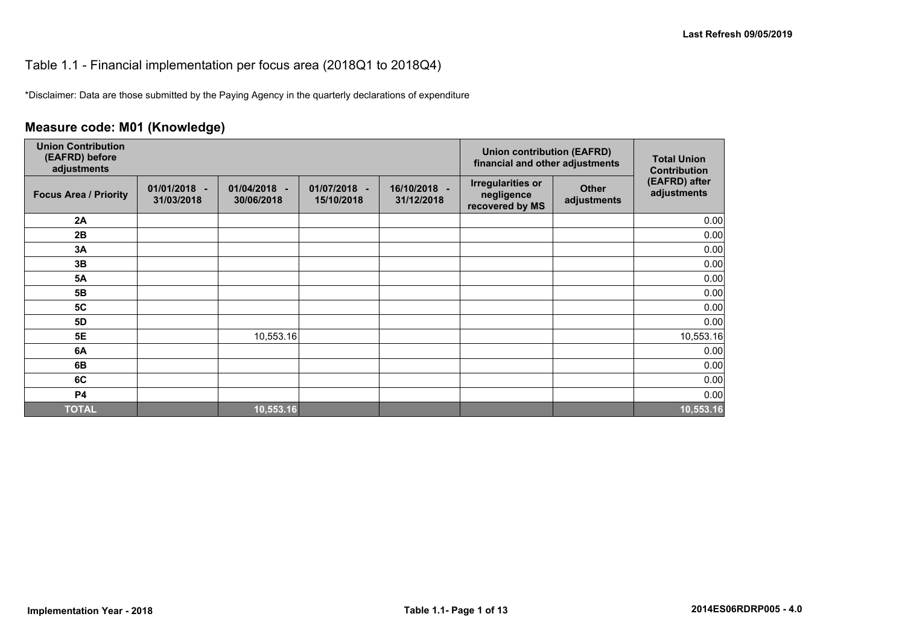Last Refresh 09/05/2019

## Table 1.1 - Financial implementation per focus area (2018Q1 to 2018Q4)

*Disclaimer: Data are those submitted by the Paying Agency in the quarterly declarations of expenditure

### Measure code: M01 (Knowledge)

| Union Contribution (EAFRD) before adjustments | | | | | Union contribution (EAFRD) financial and other adjustments | | Total Union Contribution (EAFRD) after adjustments |
|---|---|---|---|---|---|---|---|
| Focus Area / Priority | 01/01/2018 - 31/03/2018 | 01/04/2018 - 30/06/2018 | 01/07/2018 - 15/10/2018 | 16/10/2018 - 31/12/2018 | Irregularities or negligence recovered by MS | Other adjustments | |
| 2A | | | | | | | 0.00 |
| 2B | | | | | | | 0.00 |
| 3A | | | | | | | 0.00 |
| 3B | | | | | | | 0.00 |
| 5A | | | | | | | 0.00 |
| 5B | | | | | | | 0.00 |
| 5C | | | | | | | 0.00 |
| 5D | | | | | | | 0.00 |
| 5E | | 10,553.16 | | | | | 10,553.16 |
| 6A | | | | | | | 0.00 |
| 6B | | | | | | | 0.00 |
| 6C | | | | | | | 0.00 |
| P4 | | | | | | | 0.00 |
| **TOTAL** | | **10,553.16** | | | | | **10,553.16** |

Implementation Year - 2018

2014ES06RDRP005 - 4.0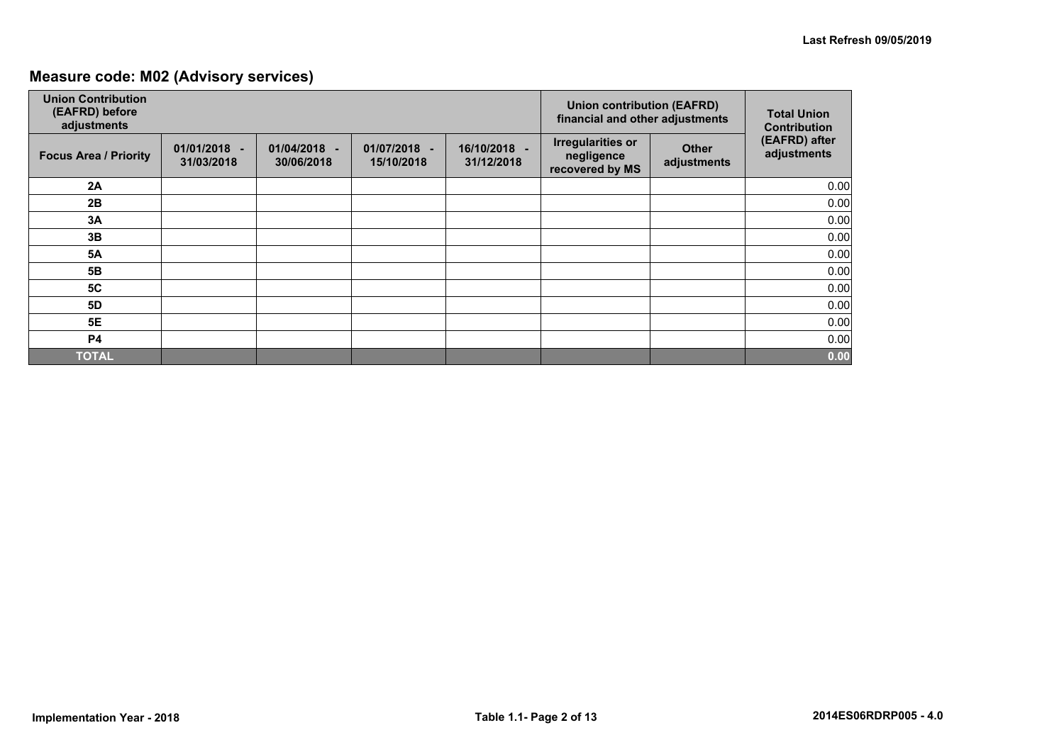## Measure code: M02 (Advisory services)

| Union Contribution (EAFRD) before adjustments | | | | | Union contribution (EAFRD) financial and other adjustments | | Total Union Contribution (EAFRD) after adjustments |
|---|---|---|---|---|---|---|---|
| Focus Area / Priority | 01/01/2018 - 31/03/2018 | 01/04/2018 - 30/06/2018 | 01/07/2018 - 15/10/2018 | 16/10/2018 - 31/12/2018 | Irregularities or negligence recovered by MS | Other adjustments | |
| 2A | | | | | | | 0.00 |
| 2B | | | | | | | 0.00 |
| 3A | | | | | | | 0.00 |
| 3B | | | | | | | 0.00 |
| 5A | | | | | | | 0.00 |
| 5B | | | | | | | 0.00 |
| 5C | | | | | | | 0.00 |
| 5D | | | | | | | 0.00 |
| 5E | | | | | | | 0.00 |
| P4 | | | | | | | 0.00 |
| **TOTAL** | | | | | | | **0.00** |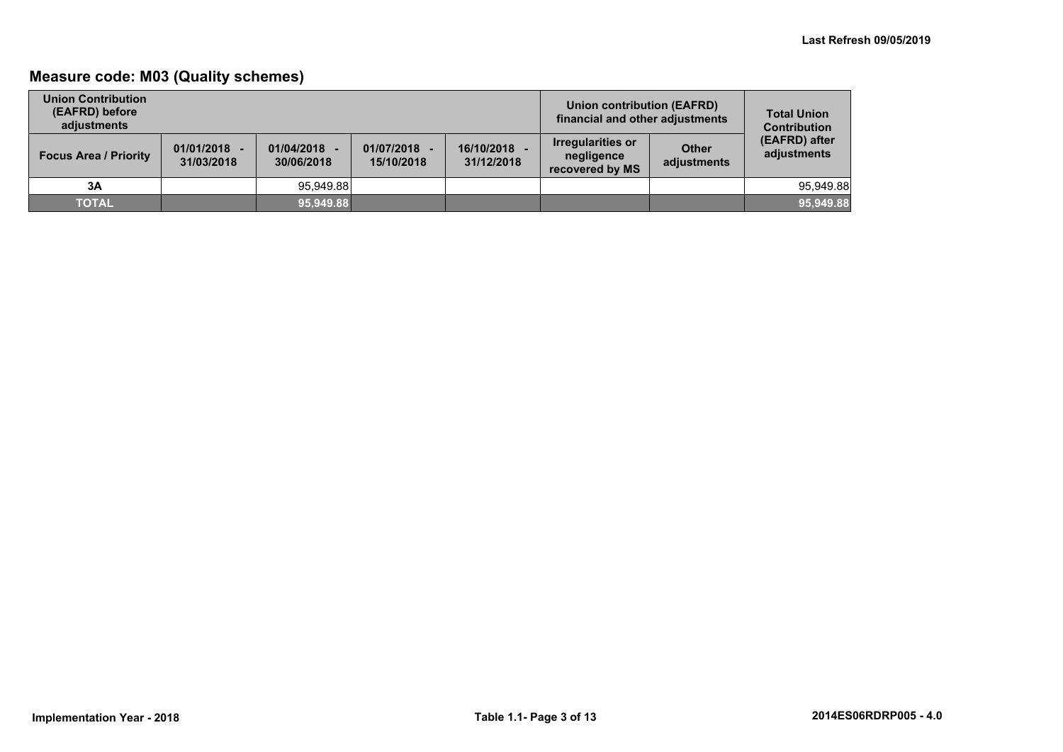## Measure code: M03 (Quality schemes)

| Union Contribution (EAFRD) before adjustments | | | | | Union contribution (EAFRD) financial and other adjustments | | Total Union Contribution (EAFRD) after adjustments |
|---|---|---|---|---|---|---|---|
| Focus Area / Priority | 01/01/2018 - 31/03/2018 | 01/04/2018 - 30/06/2018 | 01/07/2018 - 15/10/2018 | 16/10/2018 - 31/12/2018 | Irregularities or negligence recovered by MS | Other adjustments | |
| 3A | | 95,949.88 | | | | | 95,949.88 |
| **TOTAL** | | **95,949.88** | | | | | **95,949.88** |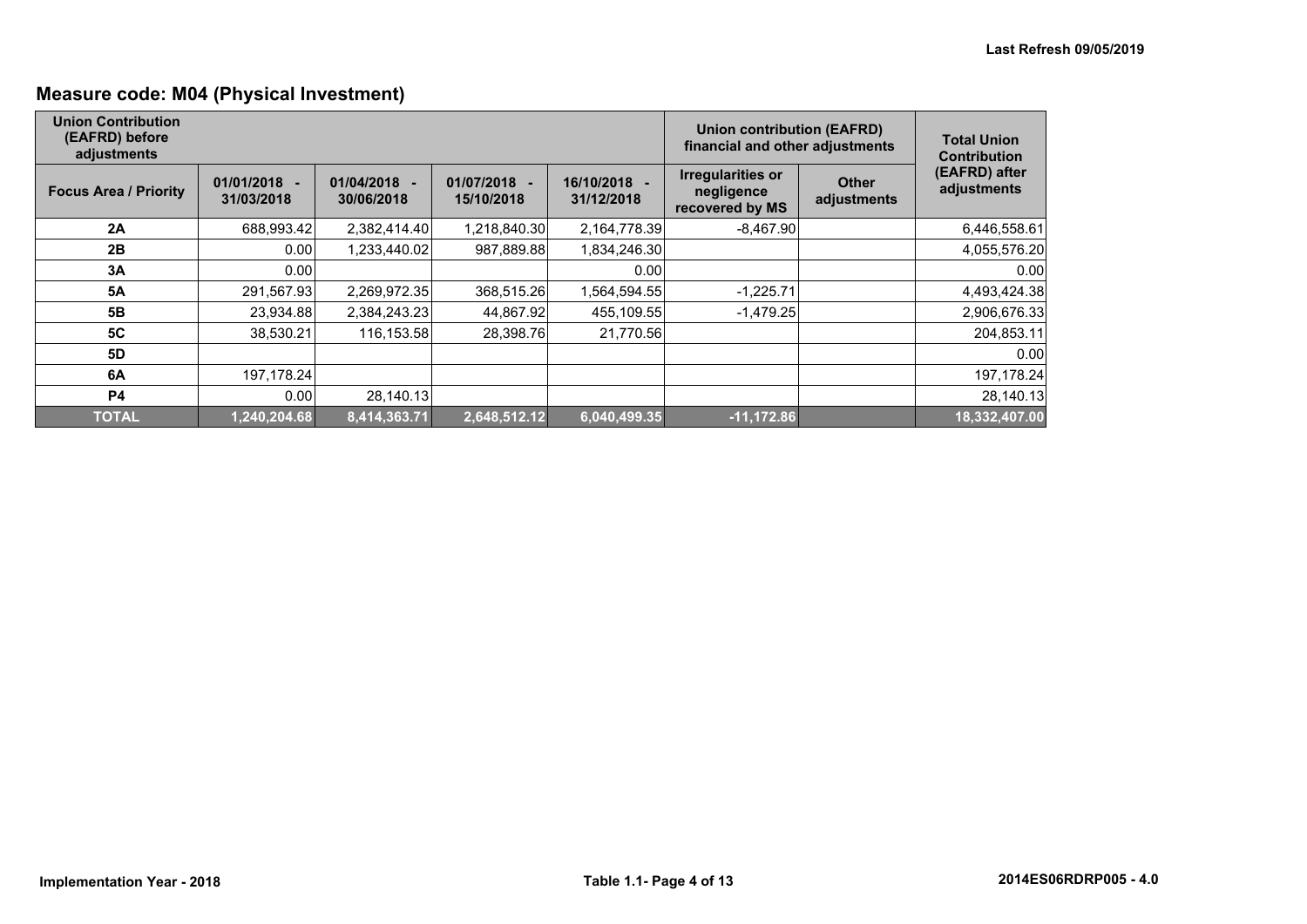## Measure code: M04 (Physical Investment)

| Union Contribution (EAFRD) before adjustments | | | | | Union contribution (EAFRD) financial and other adjustments | | Total Union Contribution (EAFRD) after adjustments |
|---|---|---|---|---|---|---|---|
| Focus Area / Priority | 01/01/2018 - 31/03/2018 | 01/04/2018 - 30/06/2018 | 01/07/2018 - 15/10/2018 | 16/10/2018 - 31/12/2018 | Irregularities or negligence recovered by MS | Other adjustments | |
| 2A | 688,993.42 | 2,382,414.40 | 1,218,840.30 | 2,164,778.39 | -8,467.90 | | 6,446,558.61 |
| 2B | 0.00 | 1,233,440.02 | 987,889.88 | 1,834,246.30 | | | 4,055,576.20 |
| 3A | 0.00 | | | 0.00 | | | 0.00 |
| 5A | 291,567.93 | 2,269,972.35 | 368,515.26 | 1,564,594.55 | -1,225.71 | | 4,493,424.38 |
| 5B | 23,934.88 | 2,384,243.23 | 44,867.92 | 455,109.55 | -1,479.25 | | 2,906,676.33 |
| 5C | 38,530.21 | 116,153.58 | 28,398.76 | 21,770.56 | | | 204,853.11 |
| 5D | | | | | | | 0.00 |
| 6A | 197,178.24 | | | | | | 197,178.24 |
| P4 | 0.00 | 28,140.13 | | | | | 28,140.13 |
| **TOTAL** | **1,240,204.68** | **8,414,363.71** | **2,648,512.12** | **6,040,499.35** | **-11,172.86** | | **18,332,407.00** |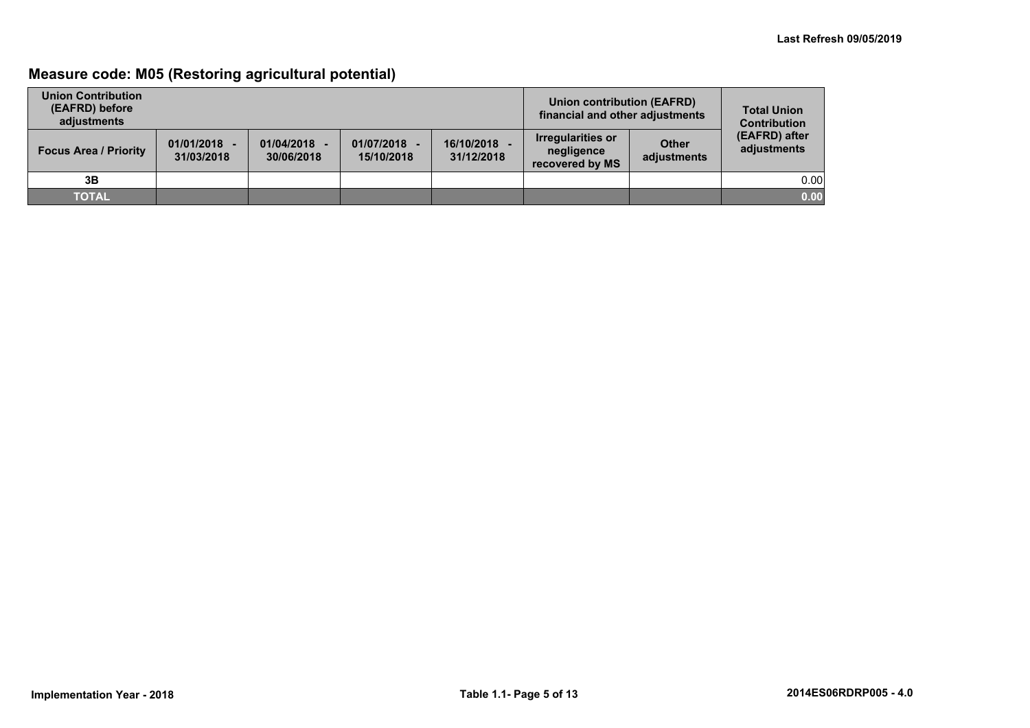## Measure code: M05 (Restoring agricultural potential)

| Union Contribution (EAFRD) before adjustments | | | | | Union contribution (EAFRD) financial and other adjustments | | Total Union Contribution (EAFRD) after adjustments |
|---|---|---|---|---|---|---|---|
| Focus Area / Priority | 01/01/2018 - 31/03/2018 | 01/04/2018 - 30/06/2018 | 01/07/2018 - 15/10/2018 | 16/10/2018 - 31/12/2018 | Irregularities or negligence recovered by MS | Other adjustments | |
| 3B | | | | | | | 0.00 |
| TOTAL | | | | | | | 0.00 |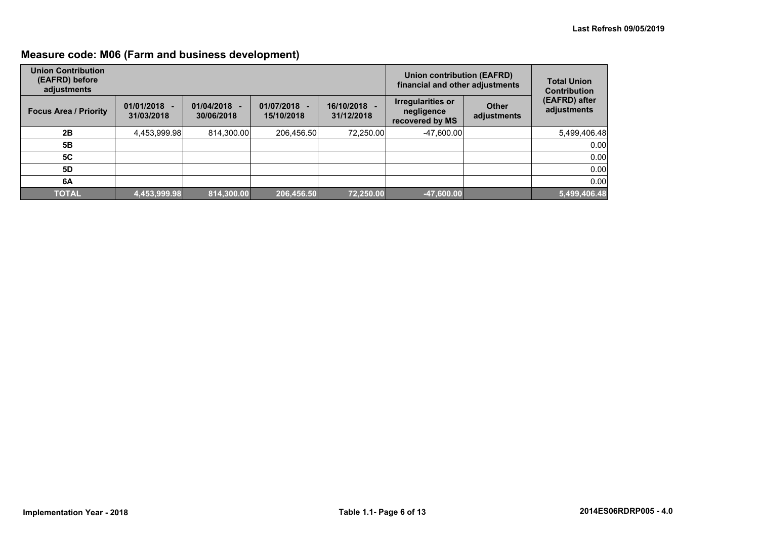## Measure code: M06 (Farm and business development)

| Union Contribution (EAFRD) before adjustments | | | | | Union contribution (EAFRD) financial and other adjustments | | Total Union Contribution (EAFRD) after adjustments |
|---|---|---|---|---|---|---|---|
| Focus Area / Priority | 01/01/2018 - 31/03/2018 | 01/04/2018 - 30/06/2018 | 01/07/2018 - 15/10/2018 | 16/10/2018 - 31/12/2018 | Irregularities or negligence recovered by MS | Other adjustments | |
| 2B | 4,453,999.98 | 814,300.00 | 206,456.50 | 72,250.00 | -47,600.00 | | 5,499,406.48 |
| 5B | | | | | | | 0.00 |
| 5C | | | | | | | 0.00 |
| 5D | | | | | | | 0.00 |
| 6A | | | | | | | 0.00 |
| **TOTAL** | **4,453,999.98** | **814,300.00** | **206,456.50** | **72,250.00** | **-47,600.00** | | **5,499,406.48** |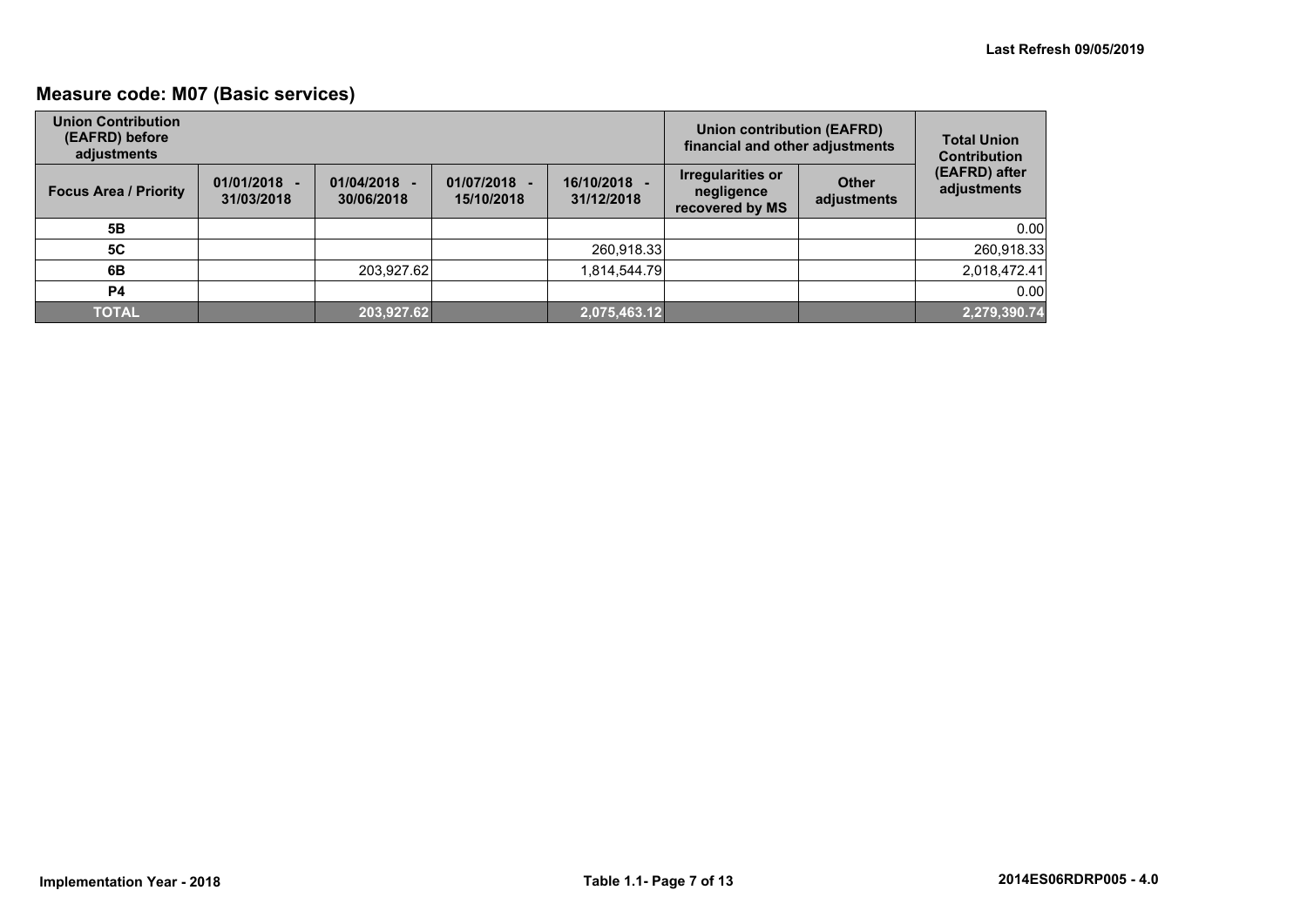## Measure code: M07 (Basic services)

| Union Contribution (EAFRD) before adjustments | | | | | Union contribution (EAFRD) financial and other adjustments | | Total Union Contribution (EAFRD) after adjustments |
|---|---|---|---|---|---|---|---|
| Focus Area / Priority | 01/01/2018 - 31/03/2018 | 01/04/2018 - 30/06/2018 | 01/07/2018 - 15/10/2018 | 16/10/2018 - 31/12/2018 | Irregularities or negligence recovered by MS | Other adjustments | |
| 5B | | | | | | | 0.00 |
| 5C | | | | 260,918.33 | | | 260,918.33 |
| 6B | | 203,927.62 | | 1,814,544.79 | | | 2,018,472.41 |
| P4 | | | | | | | 0.00 |
| **TOTAL** | | **203,927.62** | | **2,075,463.12** | | | **2,279,390.74** |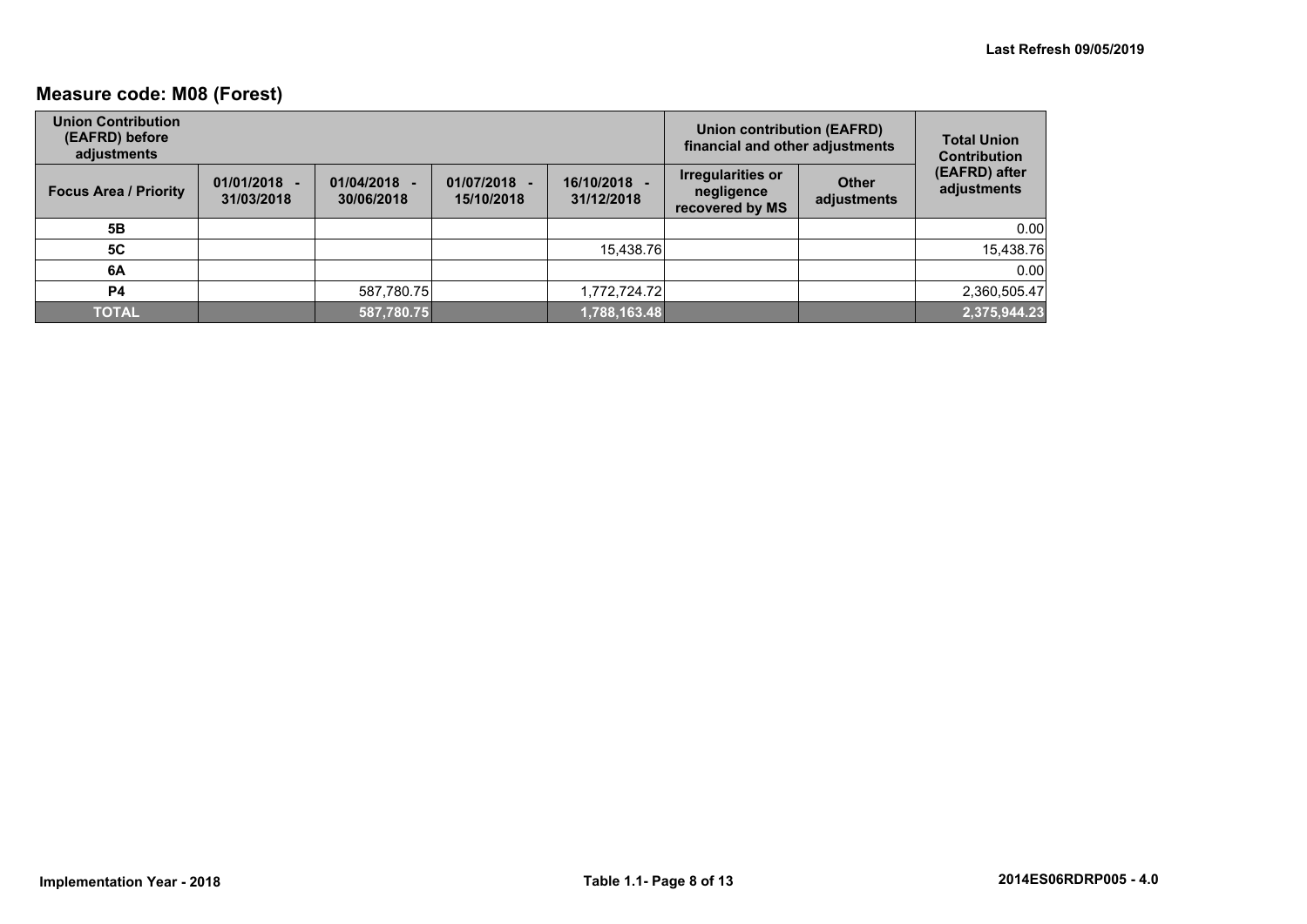## Measure code: M08 (Forest)

| Union Contribution (EAFRD) before adjustments | | | | | Union contribution (EAFRD) financial and other adjustments | | Total Union Contribution (EAFRD) after adjustments |
|---|---|---|---|---|---|---|---|
| Focus Area / Priority | 01/01/2018 - 31/03/2018 | 01/04/2018 - 30/06/2018 | 01/07/2018 - 15/10/2018 | 16/10/2018 - 31/12/2018 | Irregularities or negligence recovered by MS | Other adjustments | |
| 5B | | | | | | | 0.00 |
| 5C | | | | 15,438.76 | | | 15,438.76 |
| 6A | | | | | | | 0.00 |
| P4 | | 587,780.75 | | 1,772,724.72 | | | 2,360,505.47 |
| **TOTAL** | | **587,780.75** | | **1,788,163.48** | | | **2,375,944.23** |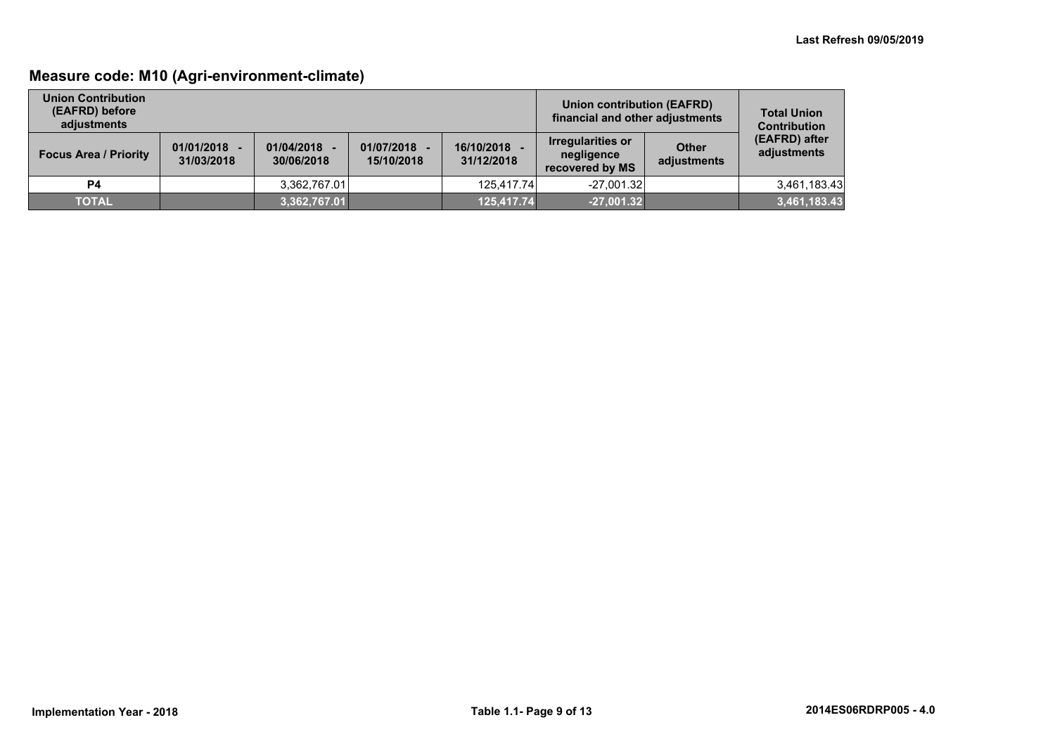Last Refresh 09/05/2019

## Measure code: M10 (Agri-environment-climate)

| Union Contribution (EAFRD) before adjustments | | | | | Union contribution (EAFRD) financial and other adjustments | | Total Union Contribution (EAFRD) after adjustments |
|---|---|---|---|---|---|---|---|
| Focus Area / Priority | 01/01/2018 - 31/03/2018 | 01/04/2018 - 30/06/2018 | 01/07/2018 - 15/10/2018 | 16/10/2018 - 31/12/2018 | Irregularities or negligence recovered by MS | Other adjustments | |
| P4 | | 3,362,767.01 | | 125,417.74 | -27,001.32 | | 3,461,183.43 |
| **TOTAL** | | **3,362,767.01** | | **125,417.74** | **-27,001.32** | | **3,461,183.43** |

Implementation Year - 2018 | Table 1.1- Page 9 of 13 | 2014ES06RDRP005 - 4.0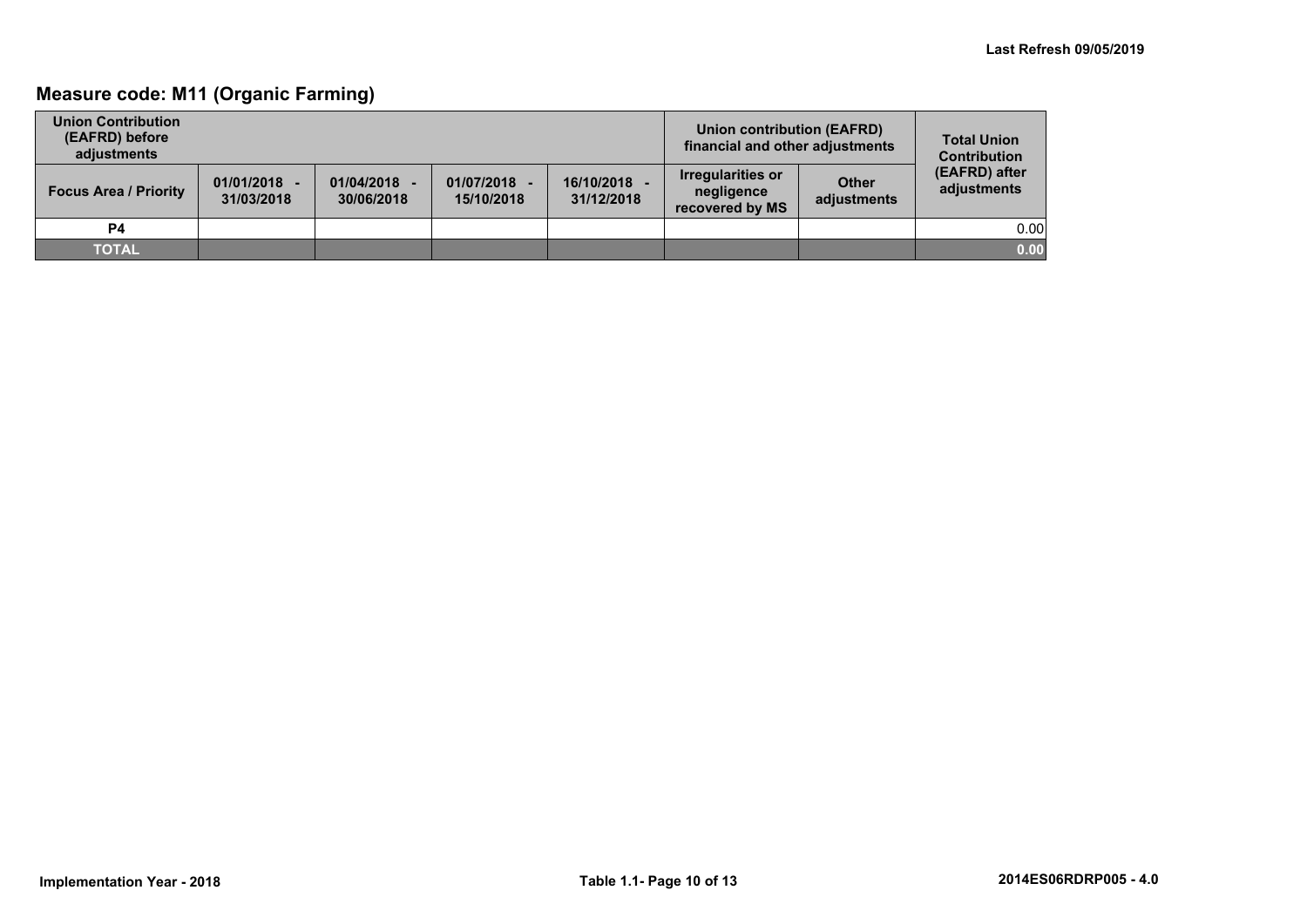## Measure code: M11 (Organic Farming)

| Union Contribution (EAFRD) before adjustments | | | | | Union contribution (EAFRD) financial and other adjustments | | Total Union Contribution (EAFRD) after adjustments |
|---|---|---|---|---|---|---|---|
| Focus Area / Priority | 01/01/2018 - 31/03/2018 | 01/04/2018 - 30/06/2018 | 01/07/2018 - 15/10/2018 | 16/10/2018 - 31/12/2018 | Irregularities or negligence recovered by MS | Other adjustments | |
| P4 | | | | | | | 0.00 |
| **TOTAL** | | | | | | | **0.00** |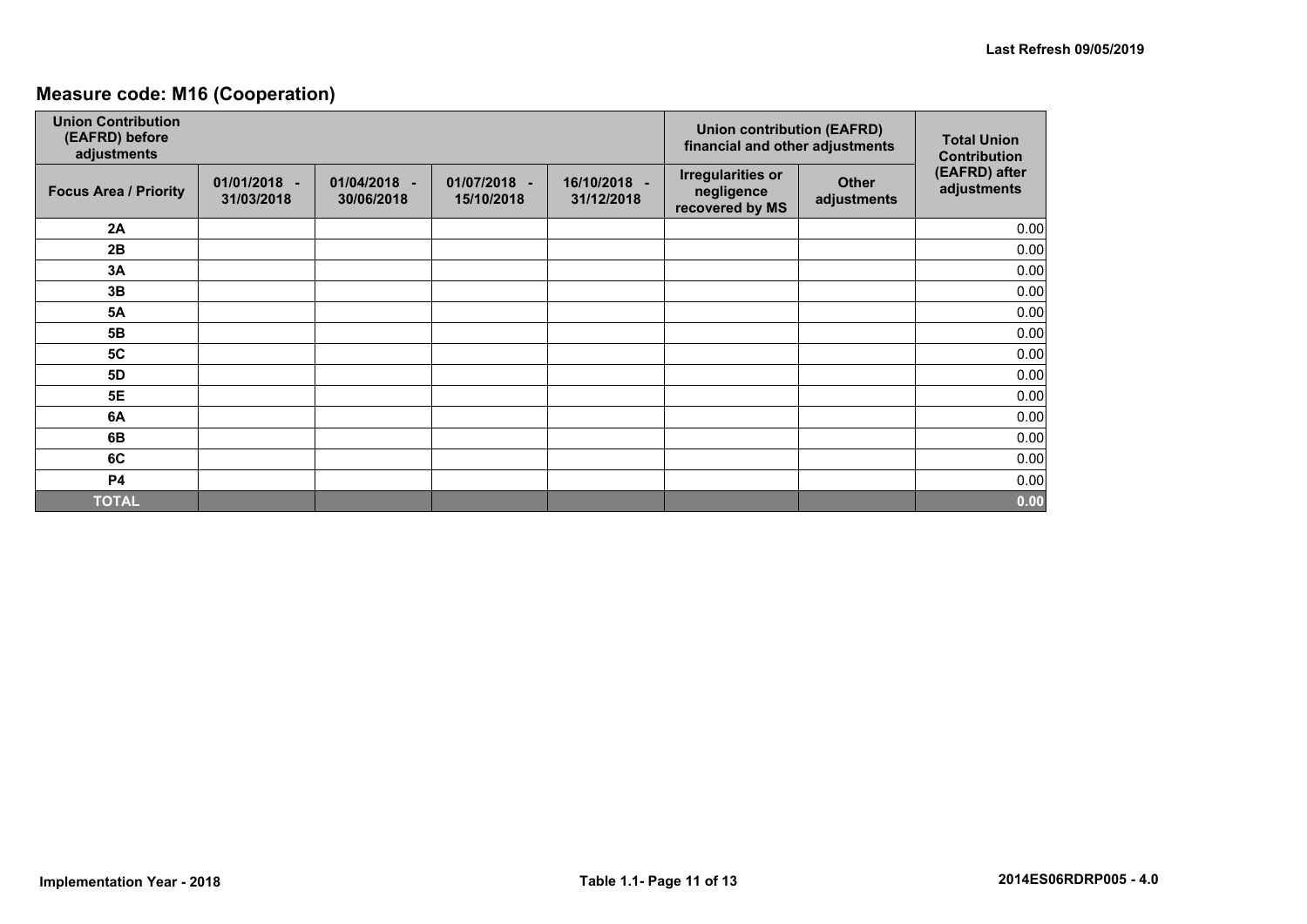## Measure code: M16 (Cooperation)

| Union Contribution (EAFRD) before adjustments | | | | | Union contribution (EAFRD) financial and other adjustments | | Total Union Contribution (EAFRD) after adjustments |
|---|---|---|---|---|---|---|---|
| Focus Area / Priority | 01/01/2018 - 31/03/2018 | 01/04/2018 - 30/06/2018 | 01/07/2018 - 15/10/2018 | 16/10/2018 - 31/12/2018 | Irregularities or negligence recovered by MS | Other adjustments | |
| 2A | | | | | | | 0.00 |
| 2B | | | | | | | 0.00 |
| 3A | | | | | | | 0.00 |
| 3B | | | | | | | 0.00 |
| 5A | | | | | | | 0.00 |
| 5B | | | | | | | 0.00 |
| 5C | | | | | | | 0.00 |
| 5D | | | | | | | 0.00 |
| 5E | | | | | | | 0.00 |
| 6A | | | | | | | 0.00 |
| 6B | | | | | | | 0.00 |
| 6C | | | | | | | 0.00 |
| P4 | | | | | | | 0.00 |
| **TOTAL** | | | | | | | **0.00** |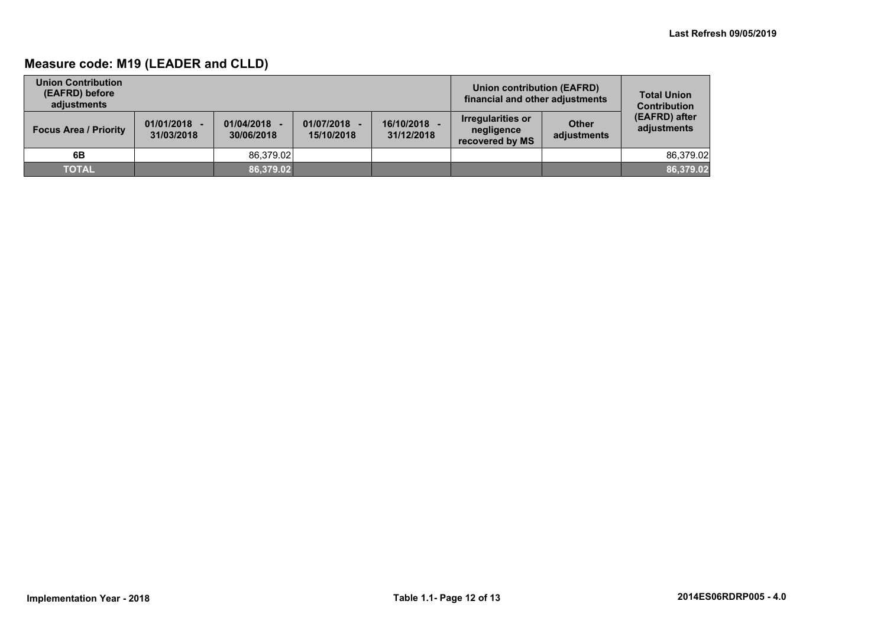Last Refresh 09/05/2019

## Measure code: M19 (LEADER and CLLD)

| Union Contribution (EAFRD) before adjustments | | | | | Union contribution (EAFRD) financial and other adjustments | | Total Union Contribution (EAFRD) after adjustments |
|---|---|---|---|---|---|---|---|
| Focus Area / Priority | 01/01/2018 - 31/03/2018 | 01/04/2018 - 30/06/2018 | 01/07/2018 - 15/10/2018 | 16/10/2018 - 31/12/2018 | Irregularities or negligence recovered by MS | Other adjustments | |
| 6B | | 86,379.02 | | | | | 86,379.02 |
| TOTAL | | 86,379.02 | | | | | 86,379.02 |

Implementation Year - 2018

Table 1.1- Page 12 of 13

2014ES06RDRP005 - 4.0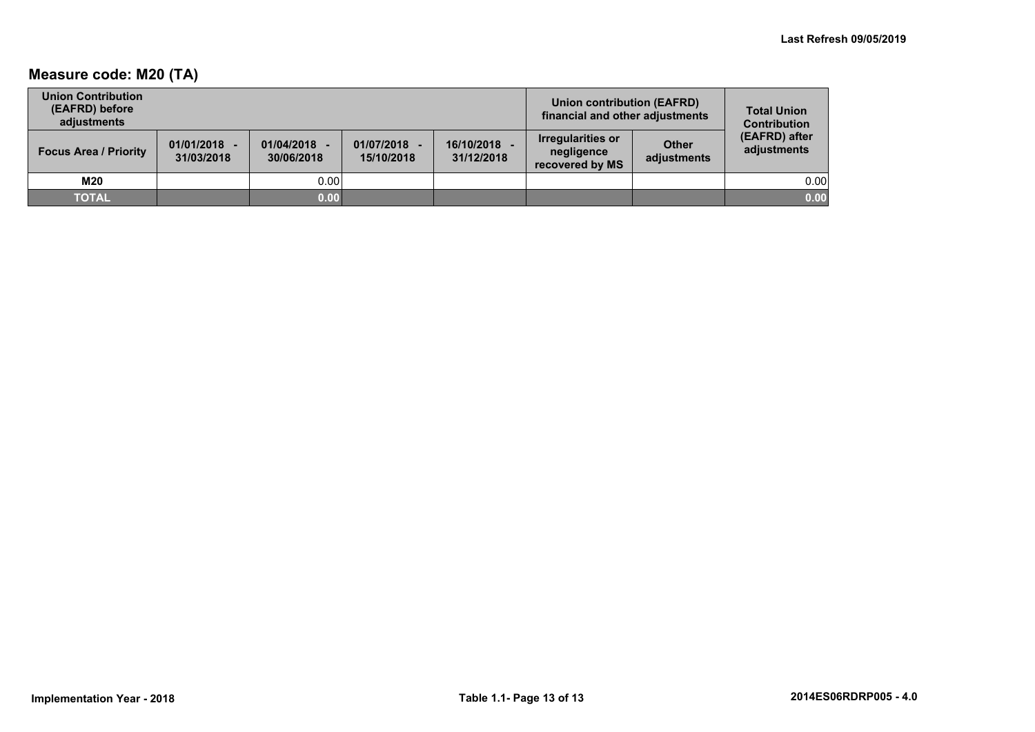## Measure code: M20 (TA)

| Union Contribution (EAFRD) before adjustments | | | | | Union contribution (EAFRD) financial and other adjustments | | Total Union Contribution (EAFRD) after adjustments |
|---|---|---|---|---|---|---|---|
| Focus Area / Priority | 01/01/2018 - 31/03/2018 | 01/04/2018 - 30/06/2018 | 01/07/2018 - 15/10/2018 | 16/10/2018 - 31/12/2018 | Irregularities or negligence recovered by MS | Other adjustments | |
| **M20** | | 0.00 | | | | | 0.00 |
| **TOTAL** | | **0.00** | | | | | **0.00** |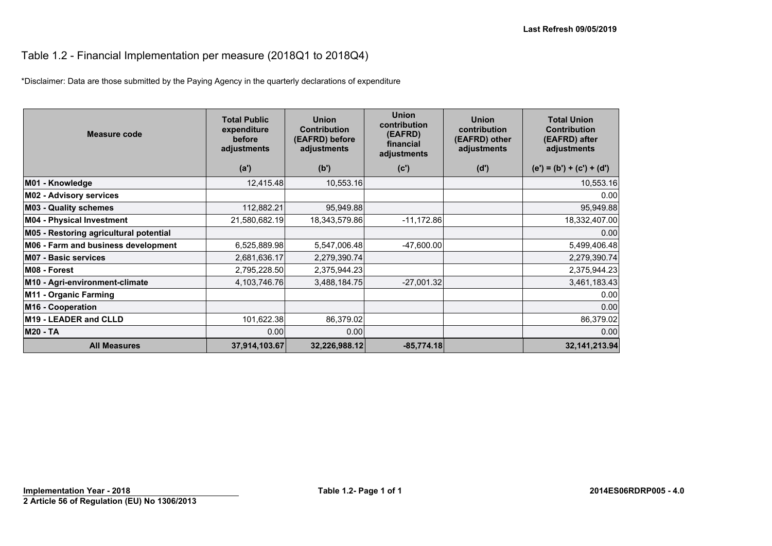Last Refresh 09/05/2019

# Table 1.2 - Financial Implementation per measure (2018Q1 to 2018Q4)

*Disclaimer: Data are those submitted by the Paying Agency in the quarterly declarations of expenditure

| Measure code | Total Public expenditure before adjustments | Union Contribution (EAFRD) before adjustments | Union contribution (EAFRD) financial adjustments | Union contribution (EAFRD) other adjustments | Total Union Contribution (EAFRD) after adjustments |
|---|---|---|---|---|---|
| | (a') | (b') | (c') | (d') | (e') = (b') + (c') + (d') |
| **M01 - Knowledge** | 12,415.48 | 10,553.16 | | | 10,553.16 |
| **M02 - Advisory services** | | | | | 0.00 |
| **M03 - Quality schemes** | 112,882.21 | 95,949.88 | | | 95,949.88 |
| **M04 - Physical Investment** | 21,580,682.19 | 18,343,579.86 | -11,172.86 | | 18,332,407.00 |
| **M05 - Restoring agricultural potential** | | | | | 0.00 |
| **M06 - Farm and business development** | 6,525,889.98 | 5,547,006.48 | -47,600.00 | | 5,499,406.48 |
| **M07 - Basic services** | 2,681,636.17 | 2,279,390.74 | | | 2,279,390.74 |
| **M08 - Forest** | 2,795,228.50 | 2,375,944.23 | | | 2,375,944.23 |
| **M10 - Agri-environment-climate** | 4,103,746.76 | 3,488,184.75 | -27,001.32 | | 3,461,183.43 |
| **M11 - Organic Farming** | | | | | 0.00 |
| **M16 - Cooperation** | | | | | 0.00 |
| **M19 - LEADER and CLLD** | 101,622.38 | 86,379.02 | | | 86,379.02 |
| **M20 - TA** | 0.00 | 0.00 | | | 0.00 |
| **All Measures** | **37,914,103.67** | **32,226,988.12** | **-85,774.18** | | **32,141,213.94** |

**Implementation Year - 2018**

**2 Article 56 of Regulation (EU) No 1306/2013**

**2014ES06RDRP005 - 4.0**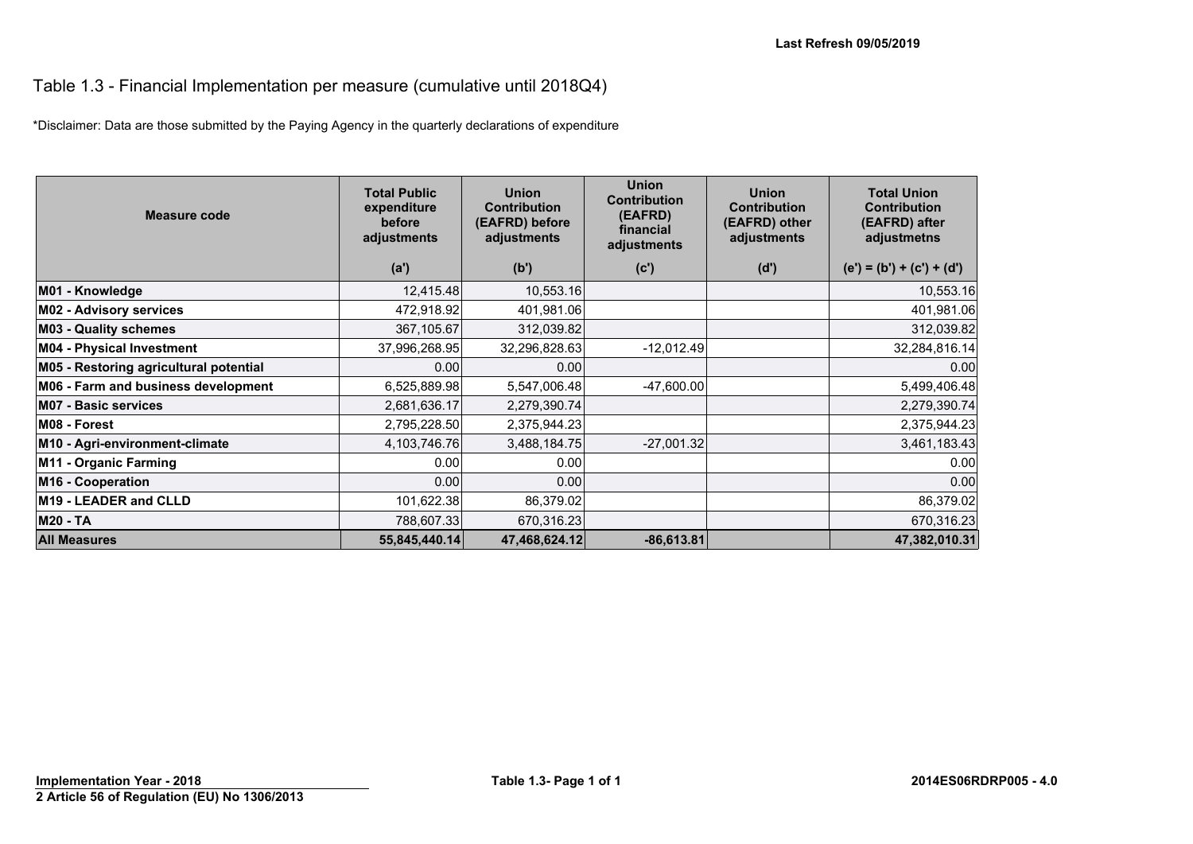Last Refresh 09/05/2019

# Table 1.3 - Financial Implementation per measure (cumulative until 2018Q4)

*Disclaimer: Data are those submitted by the Paying Agency in the quarterly declarations of expenditure

| Measure code | Total Public expenditure before adjustments | Union Contribution (EAFRD) before adjustments | Union Contribution (EAFRD) financial adjustments | Union Contribution (EAFRD) other adjustments | Total Union Contribution (EAFRD) after adjustmetns |
|---|---|---|---|---|---|
| | (a') | (b') | (c') | (d') | (e') = (b') + (c') + (d') |
| **M01 - Knowledge** | 12,415.48 | 10,553.16 | | | 10,553.16 |
| **M02 - Advisory services** | 472,918.92 | 401,981.06 | | | 401,981.06 |
| **M03 - Quality schemes** | 367,105.67 | 312,039.82 | | | 312,039.82 |
| **M04 - Physical Investment** | 37,996,268.95 | 32,296,828.63 | -12,012.49 | | 32,284,816.14 |
| **M05 - Restoring agricultural potential** | 0.00 | 0.00 | | | 0.00 |
| **M06 - Farm and business development** | 6,525,889.98 | 5,547,006.48 | -47,600.00 | | 5,499,406.48 |
| **M07 - Basic services** | 2,681,636.17 | 2,279,390.74 | | | 2,279,390.74 |
| **M08 - Forest** | 2,795,228.50 | 2,375,944.23 | | | 2,375,944.23 |
| **M10 - Agri-environment-climate** | 4,103,746.76 | 3,488,184.75 | -27,001.32 | | 3,461,183.43 |
| **M11 - Organic Farming** | 0.00 | 0.00 | | | 0.00 |
| **M16 - Cooperation** | 0.00 | 0.00 | | | 0.00 |
| **M19 - LEADER and CLLD** | 101,622.38 | 86,379.02 | | | 86,379.02 |
| **M20 - TA** | 788,607.33 | 670,316.23 | | | 670,316.23 |
| **All Measures** | **55,845,440.14** | **47,468,624.12** | **-86,613.81** | | **47,382,010.31** |

**Implementation Year - 2018**

**2 Article 56 of Regulation (EU) No 1306/2013**

**2014ES06RDRP005 - 4.0**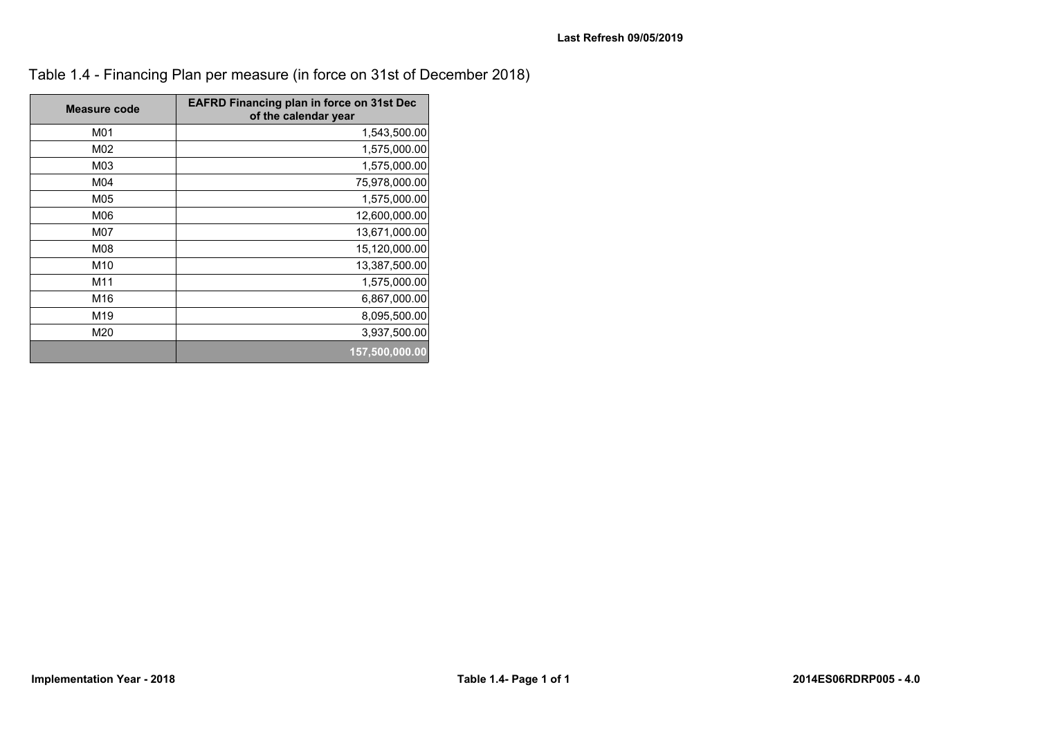Table 1.4 - Financing Plan per measure (in force on 31st of December 2018)

| Measure code | EAFRD Financing plan in force on 31st Dec of the calendar year |
|---|---|
| M01 | 1,543,500.00 |
| M02 | 1,575,000.00 |
| M03 | 1,575,000.00 |
| M04 | 75,978,000.00 |
| M05 | 1,575,000.00 |
| M06 | 12,600,000.00 |
| M07 | 13,671,000.00 |
| M08 | 15,120,000.00 |
| M10 | 13,387,500.00 |
| M11 | 1,575,000.00 |
| M16 | 6,867,000.00 |
| M19 | 8,095,500.00 |
| M20 | 3,937,500.00 |
| | **157,500,000.00** |